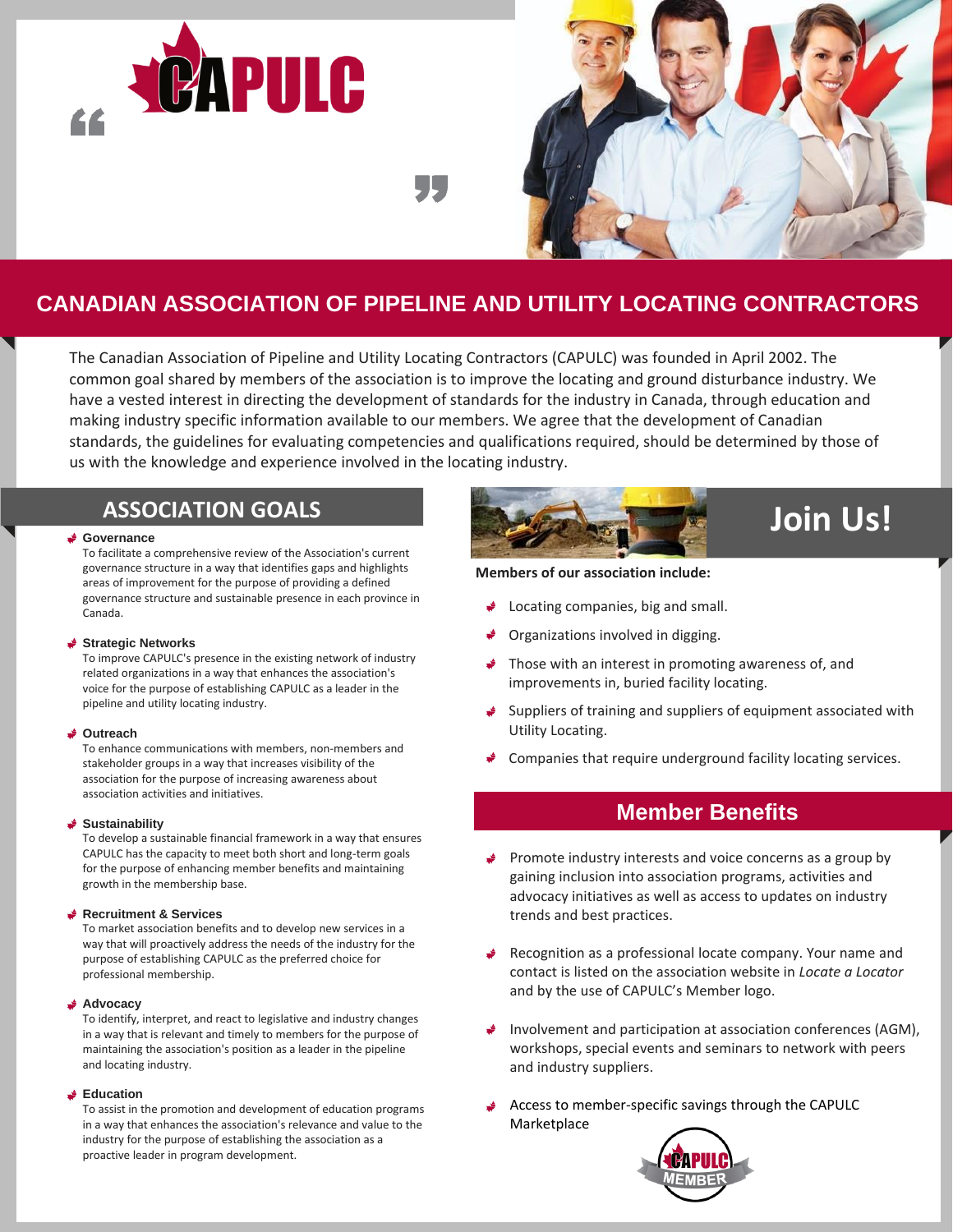# CAPULC

## CANADIAN ASSOCIATION OF PIPELINE AND UTILITY LOCATING CONTRACTORS

The Canadian Association of Pipeline and Utility Locating Contractors (CAPULC) was founded in April 2002. The common goal shared by members of the association is to improve the locating and ground disturbance industry. We have a vested interest in directing the development of standards for the industry in Canada, through education and making industry specific information available to our members. We agree that the development of Canadian standards, the guidelines for evaluating competencies and qualifications required, should be determined by those of us with the knowledge and experience involved in the locating industry.

## ASSOCIATION GOALS

- **Governance**
  To facilitate a comprehensive review of the Association's current governance structure in a way that identifies gaps and highlights areas of improvement for the purpose of providing a defined governance structure and sustainable presence in each province in Canada.

- **Strategic Networks**
  To improve CAPULC's presence in the existing network of industry related organizations in a way that enhances the association's voice for the purpose of establishing CAPULC as a leader in the pipeline and utility locating industry.

- **Outreach**
  To enhance communications with members, non-members and stakeholder groups in a way that increases visibility of the association for the purpose of increasing awareness about association activities and initiatives.

- **Sustainability**
  To develop a sustainable financial framework in a way that ensures CAPULC has the capacity to meet both short and long-term goals for the purpose of enhancing member benefits and maintaining growth in the membership base.

- **Recruitment & Services**
  To market association benefits and to develop new services in a way that will proactively address the needs of the industry for the purpose of establishing CAPULC as the preferred choice for professional membership.

- **Advocacy**
  To identify, interpret, and react to legislative and industry changes in a way that is relevant and timely to members for the purpose of maintaining the association's position as a leader in the pipeline and locating industry.

- **Education**
  To assist in the promotion and development of education programs in a way that enhances the association's relevance and value to the industry for the purpose of establishing the association as a proactive leader in program development.

## Join Us!

**Members of our association include:**

- Locating companies, big and small.
- Organizations involved in digging.
- Those with an interest in promoting awareness of, and improvements in, buried facility locating.
- Suppliers of training and suppliers of equipment associated with Utility Locating.
- Companies that require underground facility locating services.

## Member Benefits

- Promote industry interests and voice concerns as a group by gaining inclusion into association programs, activities and advocacy initiatives as well as access to updates on industry trends and best practices.
- Recognition as a professional locate company. Your name and contact is listed on the association website in *Locate a Locator* and by the use of CAPULC's Member logo.
- Involvement and participation at association conferences (AGM), workshops, special events and seminars to network with peers and industry suppliers.
- Access to member-specific savings through the CAPULC Marketplace

CAPULC MEMBER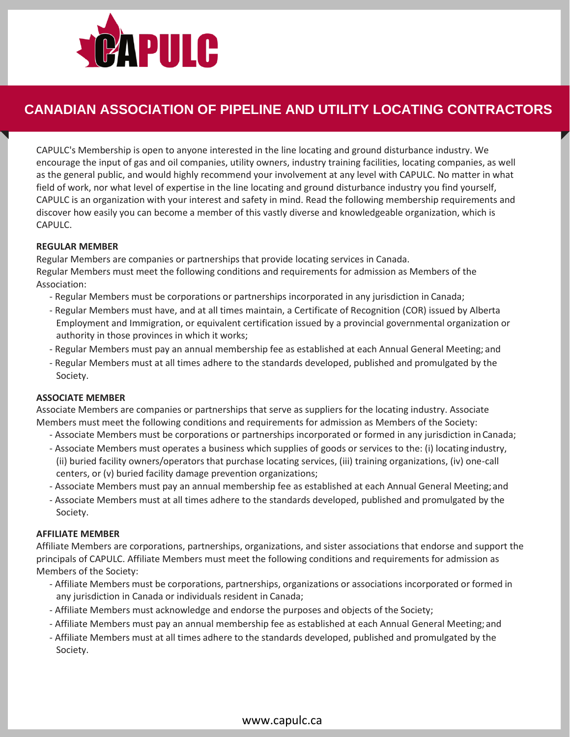# CAPULC

## CANADIAN ASSOCIATION OF PIPELINE AND UTILITY LOCATING CONTRACTORS

CAPULC's Membership is open to anyone interested in the line locating and ground disturbance industry. We encourage the input of gas and oil companies, utility owners, industry training facilities, locating companies, as well as the general public, and would highly recommend your involvement at any level with CAPULC. No matter in what field of work, nor what level of expertise in the line locating and ground disturbance industry you find yourself, CAPULC is an organization with your interest and safety in mind. Read the following membership requirements and discover how easily you can become a member of this vastly diverse and knowledgeable organization, which is CAPULC.

**REGULAR MEMBER**

Regular Members are companies or partnerships that provide locating services in Canada.
Regular Members must meet the following conditions and requirements for admission as Members of the Association:

- Regular Members must be corporations or partnerships incorporated in any jurisdiction in Canada;
- Regular Members must have, and at all times maintain, a Certificate of Recognition (COR) issued by Alberta Employment and Immigration, or equivalent certification issued by a provincial governmental organization or authority in those provinces in which it works;
- Regular Members must pay an annual membership fee as established at each Annual General Meeting; and
- Regular Members must at all times adhere to the standards developed, published and promulgated by the Society.

**ASSOCIATE MEMBER**

Associate Members are companies or partnerships that serve as suppliers for the locating industry. Associate Members must meet the following conditions and requirements for admission as Members of the Society:

- Associate Members must be corporations or partnerships incorporated or formed in any jurisdiction in Canada;
- Associate Members must operates a business which supplies of goods or services to the: (i) locating industry, (ii) buried facility owners/operators that purchase locating services, (iii) training organizations, (iv) one-call centers, or (v) buried facility damage prevention organizations;
- Associate Members must pay an annual membership fee as established at each Annual General Meeting; and
- Associate Members must at all times adhere to the standards developed, published and promulgated by the Society.

**AFFILIATE MEMBER**

Affiliate Members are corporations, partnerships, organizations, and sister associations that endorse and support the principals of CAPULC. Affiliate Members must meet the following conditions and requirements for admission as Members of the Society:

- Affiliate Members must be corporations, partnerships, organizations or associations incorporated or formed in any jurisdiction in Canada or individuals resident in Canada;
- Affiliate Members must acknowledge and endorse the purposes and objects of the Society;
- Affiliate Members must pay an annual membership fee as established at each Annual General Meeting; and
- Affiliate Members must at all times adhere to the standards developed, published and promulgated by the Society.

www.capulc.ca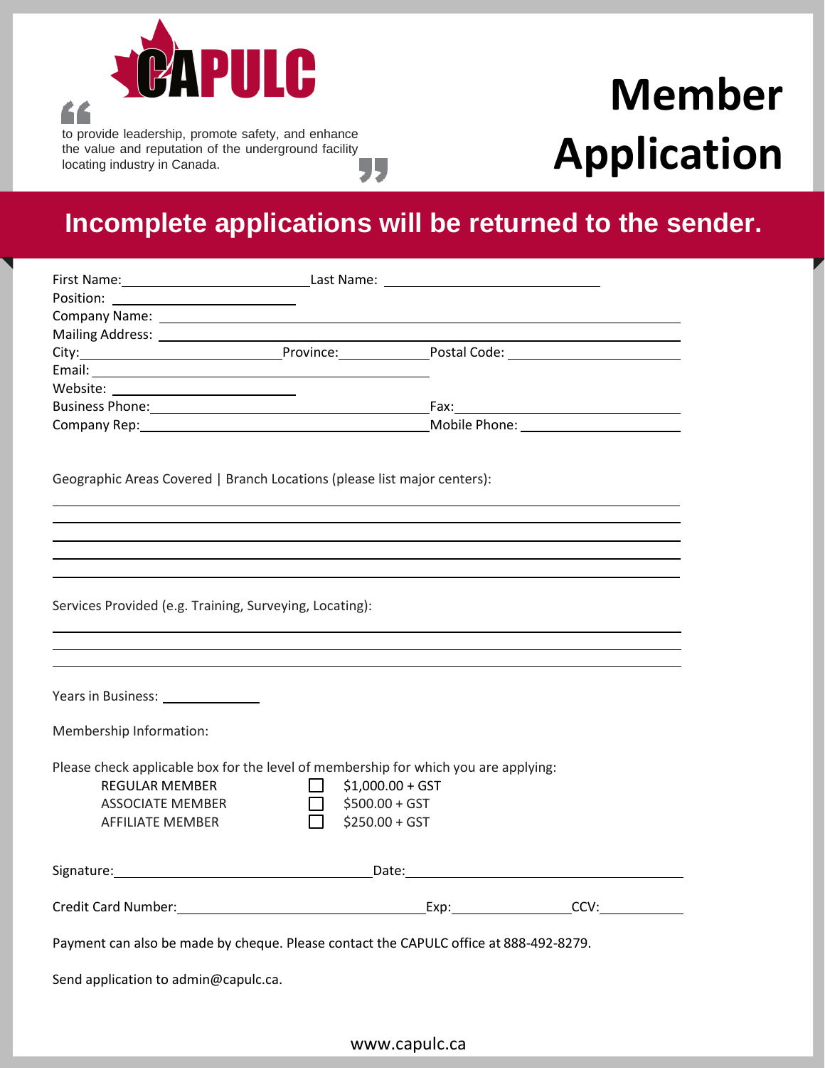CAPULC

"to provide leadership, promote safety, and enhance the value and reputation of the underground facility locating industry in Canada."

# Member Application

## Incomplete applications will be returned to the sender.

First Name: ______________________ Last Name: ______________________

Position: ______________________

Company Name: ______________________

Mailing Address: ______________________

City: ______________ Province: ______________ Postal Code: ______________

Email: ______________________

Website: ______________________

Business Phone: ______________________ Fax: ______________________

Company Rep: ______________________ Mobile Phone: ______________________

Geographic Areas Covered | Branch Locations (please list major centers):

______________________________________________

______________________________________________

______________________________________________

______________________________________________

______________________________________________

Services Provided (e.g. Training, Surveying, Locating):

______________________________________________

______________________________________________

______________________________________________

Years in Business: ____________

Membership Information:

Please check applicable box for the level of membership for which you are applying:

| | | |
|---|---|---|
| REGULAR MEMBER | ☐ | \$1,000.00 + GST |
| ASSOCIATE MEMBER | ☐ | \$500.00 + GST |
| AFFILIATE MEMBER | ☐ | \$250.00 + GST |

Signature: ______________________ Date: ______________________

Credit Card Number: ______________________ Exp: ____________ CCV: ____________

Payment can also be made by cheque. Please contact the CAPULC office at 888-492-8279.

Send application to admin@capulc.ca.

www.capulc.ca